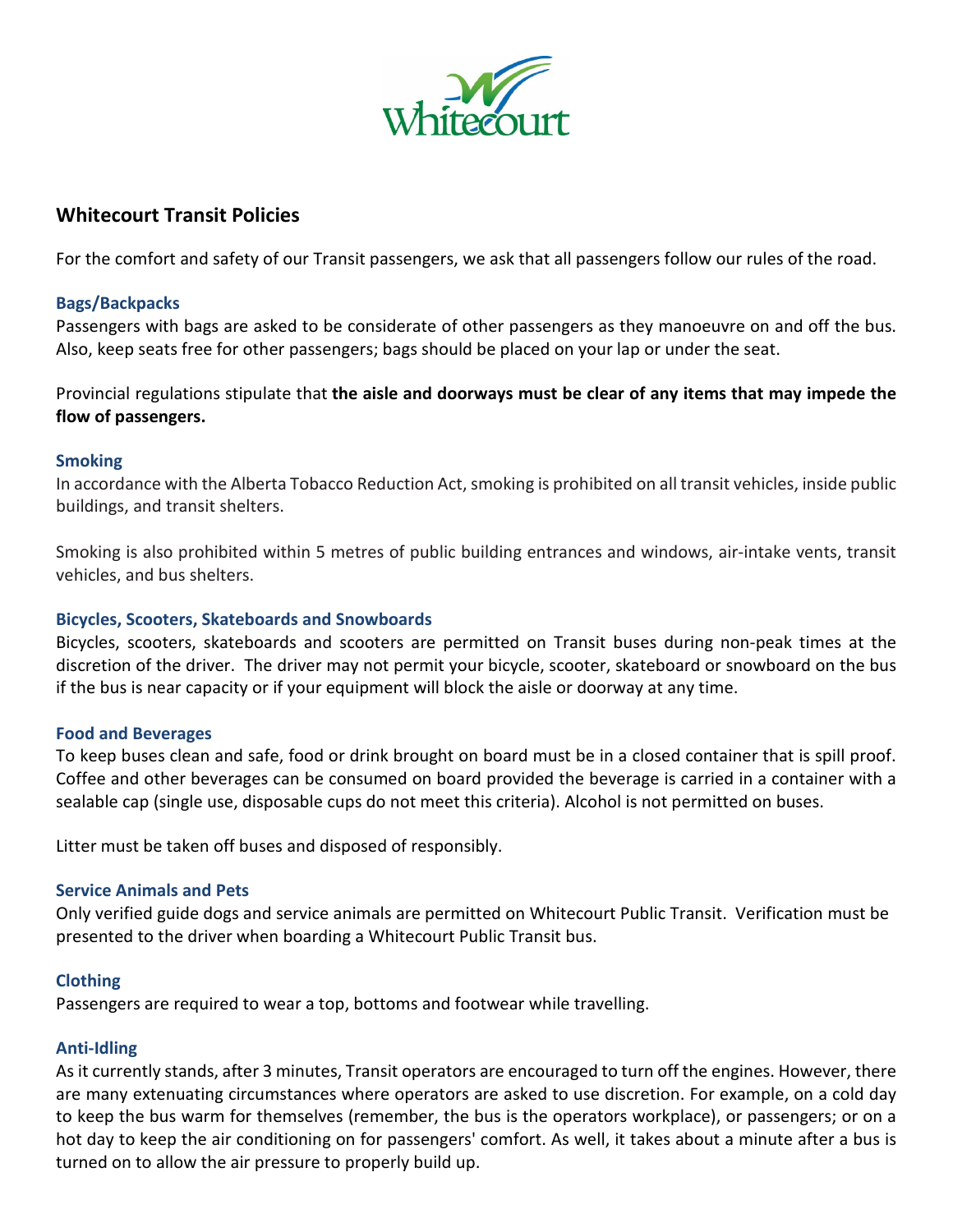# Whitecourt Transit Policies

For the comfort and safety of our Transit passengers, we ask that all passengers follow our rules of the road.

### Bags/Backpacks

Passengers with bags are asked to be considerate of other passengers as they manoeuvre on and off the bus. Also, keep seats free for other passengers; bags should be placed on your lap or under the seat.

Provincial regulations stipulate that **the aisle and doorways must be clear of any items that may impede the flow of passengers.**

### Smoking

In accordance with the Alberta Tobacco Reduction Act, smoking is prohibited on all transit vehicles, inside public buildings, and transit shelters.

Smoking is also prohibited within 5 metres of public building entrances and windows, air-intake vents, transit vehicles, and bus shelters.

### Bicycles, Scooters, Skateboards and Snowboards

Bicycles, scooters, skateboards and scooters are permitted on Transit buses during non-peak times at the discretion of the driver. The driver may not permit your bicycle, scooter, skateboard or snowboard on the bus if the bus is near capacity or if your equipment will block the aisle or doorway at any time.

### Food and Beverages

To keep buses clean and safe, food or drink brought on board must be in a closed container that is spill proof. Coffee and other beverages can be consumed on board provided the beverage is carried in a container with a sealable cap (single use, disposable cups do not meet this criteria). Alcohol is not permitted on buses.

Litter must be taken off buses and disposed of responsibly.

### Service Animals and Pets

Only verified guide dogs and service animals are permitted on Whitecourt Public Transit. Verification must be presented to the driver when boarding a Whitecourt Public Transit bus.

### Clothing

Passengers are required to wear a top, bottoms and footwear while travelling.

### Anti-Idling

As it currently stands, after 3 minutes, Transit operators are encouraged to turn off the engines. However, there are many extenuating circumstances where operators are asked to use discretion. For example, on a cold day to keep the bus warm for themselves (remember, the bus is the operators workplace), or passengers; or on a hot day to keep the air conditioning on for passengers' comfort. As well, it takes about a minute after a bus is turned on to allow the air pressure to properly build up.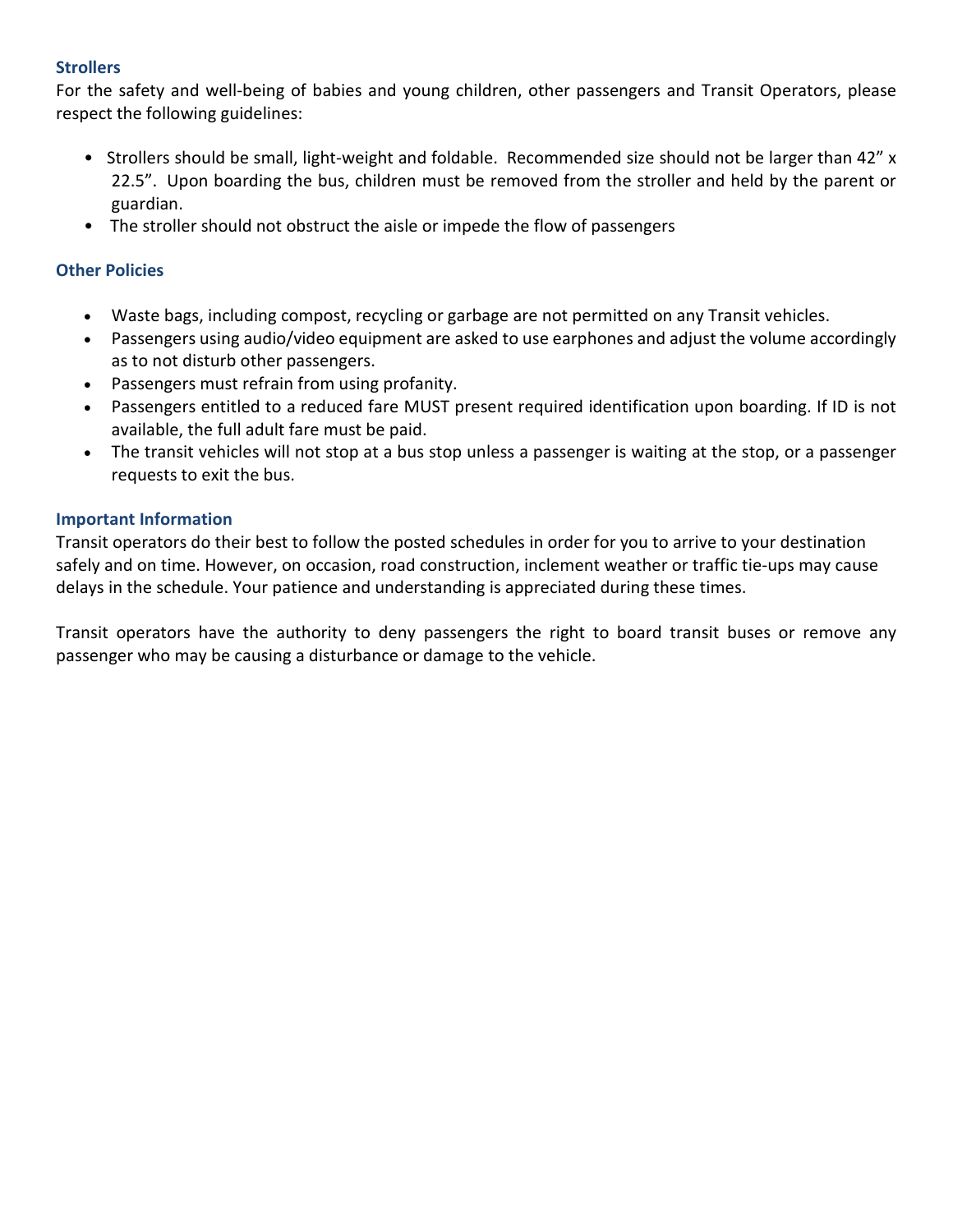### Strollers

For the safety and well-being of babies and young children, other passengers and Transit Operators, please respect the following guidelines:

- Strollers should be small, light-weight and foldable. Recommended size should not be larger than 42" x 22.5". Upon boarding the bus, children must be removed from the stroller and held by the parent or guardian.
- The stroller should not obstruct the aisle or impede the flow of passengers

### Other Policies

- Waste bags, including compost, recycling or garbage are not permitted on any Transit vehicles.
- Passengers using audio/video equipment are asked to use earphones and adjust the volume accordingly as to not disturb other passengers.
- Passengers must refrain from using profanity.
- Passengers entitled to a reduced fare MUST present required identification upon boarding. If ID is not available, the full adult fare must be paid.
- The transit vehicles will not stop at a bus stop unless a passenger is waiting at the stop, or a passenger requests to exit the bus.

### Important Information

Transit operators do their best to follow the posted schedules in order for you to arrive to your destination safely and on time. However, on occasion, road construction, inclement weather or traffic tie-ups may cause delays in the schedule. Your patience and understanding is appreciated during these times.

Transit operators have the authority to deny passengers the right to board transit buses or remove any passenger who may be causing a disturbance or damage to the vehicle.